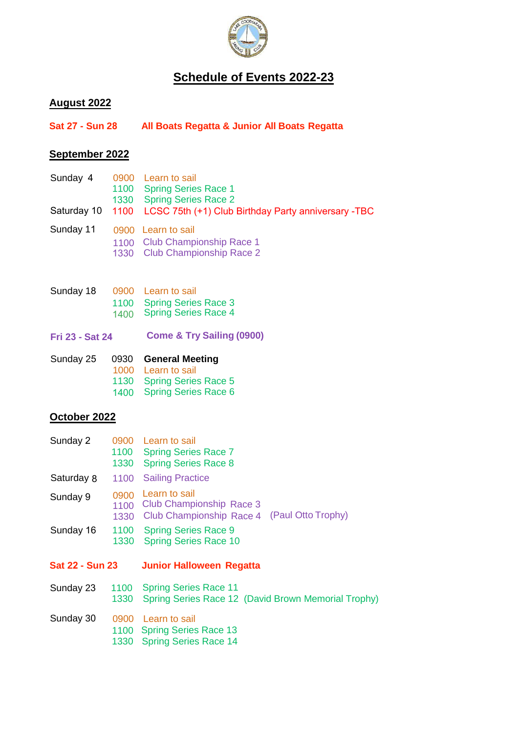# Schedule of Events 2022-23

## August 2022

**Sat 27 - Sun 28** **All Boats Regatta & Junior All Boats Regatta**

## September 2022

Sunday 4
- 0900 Learn to sail
- 1100 Spring Series Race 1
- 1330 Spring Series Race 2

Saturday 10
- 1100 LCSC 75th (+1) Club Birthday Party anniversary -TBC

Sunday 11
- 0900 Learn to sail
- 1100 Club Championship Race 1
- 1330 Club Championship Race 2

Sunday 18
- 0900 Learn to sail
- 1100 Spring Series Race 3
- 1400 Spring Series Race 4

**Fri 23 - Sat 24** **Come & Try Sailing (0900)**

Sunday 25
- 0930 **General Meeting**
- 1000 Learn to sail
- 1130 Spring Series Race 5
- 1400 Spring Series Race 6

## October 2022

Sunday 2
- 0900 Learn to sail
- 1100 Spring Series Race 7
- 1330 Spring Series Race 8

Saturday 8
- 1100 Sailing Practice

Sunday 9
- 0900 Learn to sail
- 1100 Club Championship Race 3
- 1330 Club Championship Race 4 (Paul Otto Trophy)

Sunday 16
- 1100 Spring Series Race 9
- 1330 Spring Series Race 10

**Sat 22 - Sun 23** **Junior Halloween Regatta**

Sunday 23
- 1100 Spring Series Race 11
- 1330 Spring Series Race 12 (David Brown Memorial Trophy)

Sunday 30
- 0900 Learn to sail
- 1100 Spring Series Race 13
- 1330 Spring Series Race 14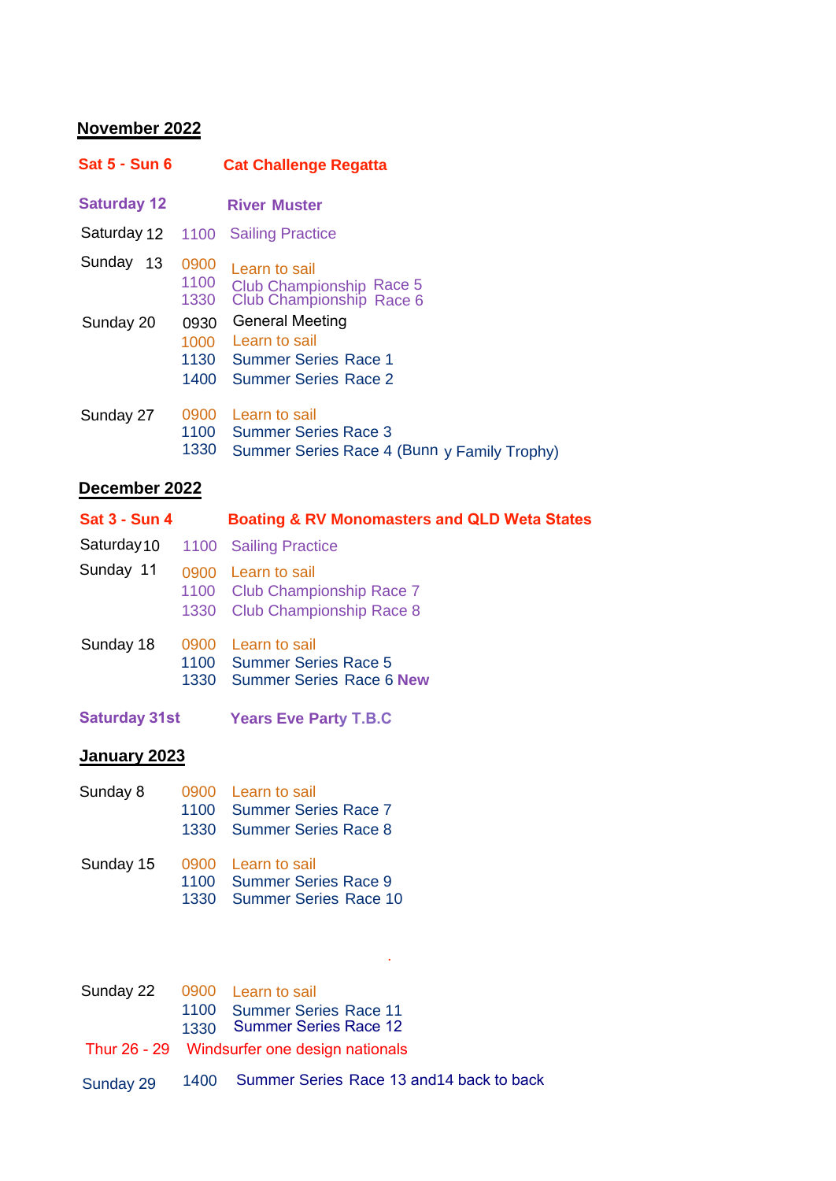## November 2022

| | | |
|---|---|---|
| **Sat 5 - Sun 6** | | **Cat Challenge Regatta** |
| **Saturday 12** | | **River Muster** |
| Saturday 12 | 1100 | Sailing Practice |
| Sunday 13 | 0900 | Learn to sail |
| | 1100 | Club Championship Race 5 |
| | 1330 | Club Championship Race 6 |
| Sunday 20 | 0930 | General Meeting |
| | 1000 | Learn to sail |
| | 1130 | Summer Series Race 1 |
| | 1400 | Summer Series Race 2 |
| Sunday 27 | 0900 | Learn to sail |
| | 1100 | Summer Series Race 3 |
| | 1330 | Summer Series Race 4 (Bunn y Family Trophy) |

## December 2022

| | | |
|---|---|---|
| **Sat 3 - Sun 4** | | **Boating & RV Monomasters and QLD Weta States** |
| Saturday 10 | 1100 | Sailing Practice |
| Sunday 11 | 0900 | Learn to sail |
| | 1100 | Club Championship Race 7 |
| | 1330 | Club Championship Race 8 |
| Sunday 18 | 0900 | Learn to sail |
| | 1100 | Summer Series Race 5 |
| | 1330 | Summer Series Race 6 **New** |
| **Saturday 31st** | | **Years Eve Party T.B.C** |

## January 2023

| | | |
|---|---|---|
| Sunday 8 | 0900 | Learn to sail |
| | 1100 | Summer Series Race 7 |
| | 1330 | Summer Series Race 8 |
| Sunday 15 | 0900 | Learn to sail |
| | 1100 | Summer Series Race 9 |
| | 1330 | Summer Series Race 10 |
| Sunday 22 | 0900 | Learn to sail |
| | 1100 | Summer Series Race 11 |
| | 1330 | Summer Series Race 12 |
| Thur 26 - 29 | | Windsurfer one design nationals |
| Sunday 29 | 1400 | Summer Series Race 13 and14 back to back |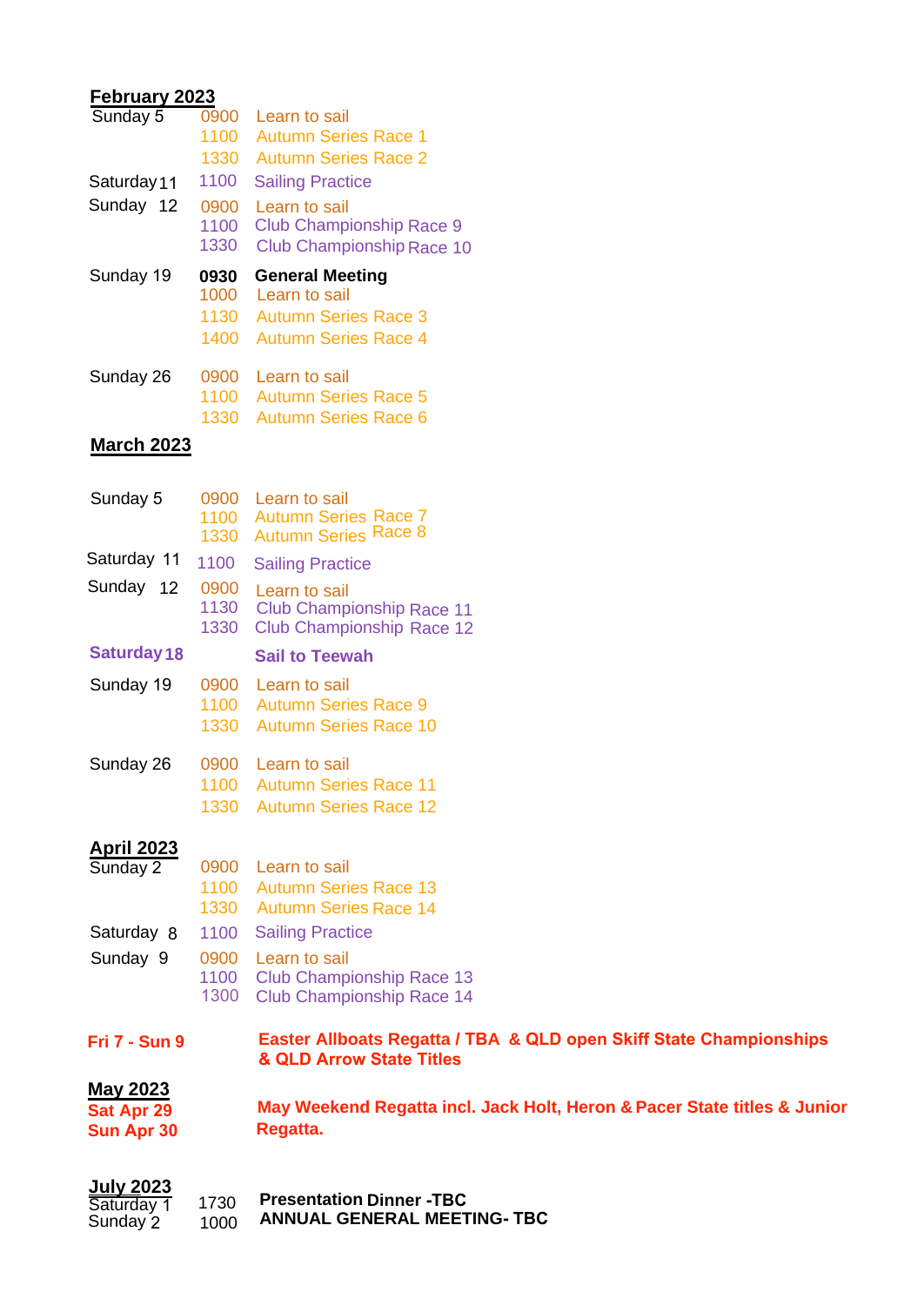## February 2023

| | | |
|---|---|---|
| Sunday 5 | 0900 | Learn to sail |
| | 1100 | Autumn Series Race 1 |
| | 1330 | Autumn Series Race 2 |
| Saturday 11 | 1100 | Sailing Practice |
| Sunday 12 | 0900 | Learn to sail |
| | 1100 | Club Championship Race 9 |
| | 1330 | Club Championship Race 10 |
| Sunday 19 | **0930** | **General Meeting** |
| | 1000 | Learn to sail |
| | 1130 | Autumn Series Race 3 |
| | 1400 | Autumn Series Race 4 |
| Sunday 26 | 0900 | Learn to sail |
| | 1100 | Autumn Series Race 5 |
| | 1330 | Autumn Series Race 6 |

## March 2023

| | | |
|---|---|---|
| Sunday 5 | 0900 | Learn to sail |
| | 1100 | Autumn Series Race 7 |
| | 1330 | Autumn Series Race 8 |
| Saturday 11 | 1100 | Sailing Practice |
| Sunday 12 | 0900 | Learn to sail |
| | 1130 | Club Championship Race 11 |
| | 1330 | Club Championship Race 12 |
| **Saturday 18** | | **Sail to Teewah** |
| Sunday 19 | 0900 | Learn to sail |
| | 1100 | Autumn Series Race 9 |
| | 1330 | Autumn Series Race 10 |
| Sunday 26 | 0900 | Learn to sail |
| | 1100 | Autumn Series Race 11 |
| | 1330 | Autumn Series Race 12 |

## April 2023

| | | |
|---|---|---|
| Sunday 2 | 0900 | Learn to sail |
| | 1100 | Autumn Series Race 13 |
| | 1330 | Autumn Series Race 14 |
| Saturday 8 | 1100 | Sailing Practice |
| Sunday 9 | 0900 | Learn to sail |
| | 1100 | Club Championship Race 13 |
| | 1300 | Club Championship Race 14 |
| **Fri 7 - Sun 9** | | **Easter Allboats Regatta / TBA & QLD open Skiff State Championships & QLD Arrow State Titles** |

## May 2023

| | | |
|---|---|---|
| **Sat Apr 29** | | **May Weekend Regatta incl. Jack Holt, Heron & Pacer State titles & Junior Regatta.** |
| **Sun Apr 30** | | |

## July 2023

| | | |
|---|---|---|
| Saturday 1 | 1730 | **Presentation Dinner -TBC** |
| Sunday 2 | 1000 | **ANNUAL GENERAL MEETING- TBC** |